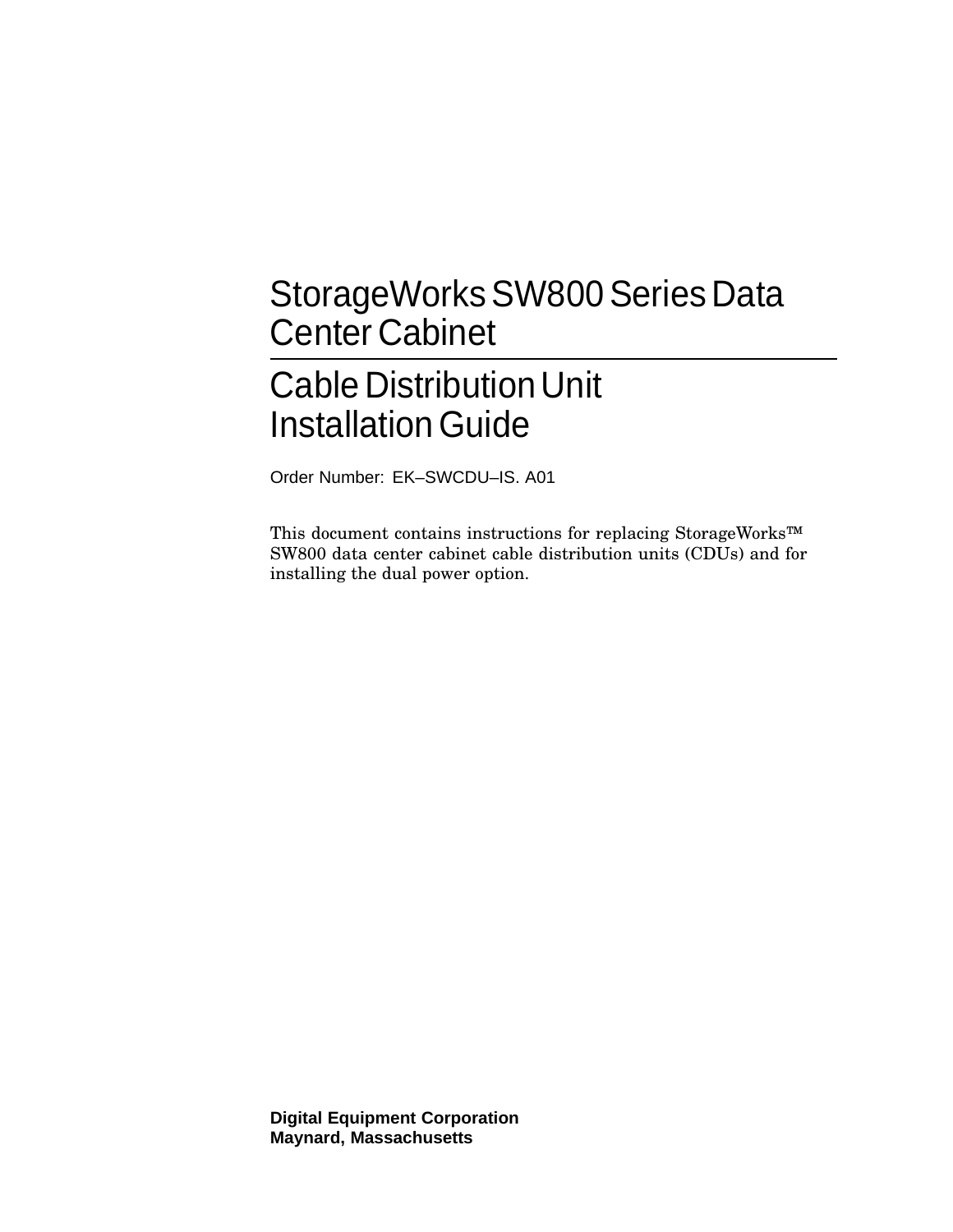# StorageWorks SW800 Series Data Center Cabinet

## Cable Distribution Unit Installation Guide

Order Number: EK–SWCDU–IS. A01

This document contains instructions for replacing StorageWorks™ SW800 data center cabinet cable distribution units (CDUs) and for installing the dual power option.

**Digital Equipment Corporation**
**Maynard, Massachusetts**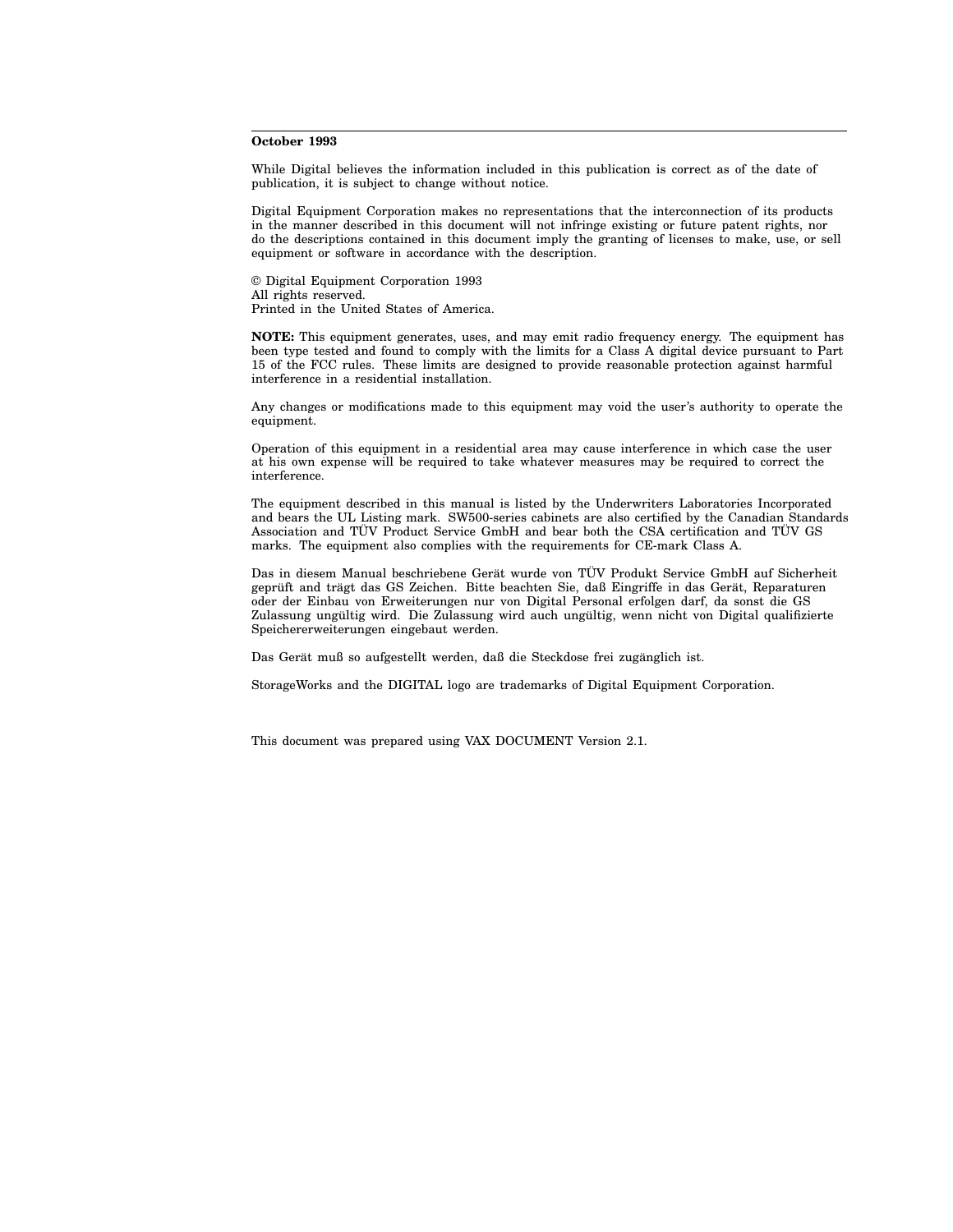**October 1993**

While Digital believes the information included in this publication is correct as of the date of publication, it is subject to change without notice.

Digital Equipment Corporation makes no representations that the interconnection of its products in the manner described in this document will not infringe existing or future patent rights, nor do the descriptions contained in this document imply the granting of licenses to make, use, or sell equipment or software in accordance with the description.

© Digital Equipment Corporation 1993
All rights reserved.
Printed in the United States of America.

**NOTE:** This equipment generates, uses, and may emit radio frequency energy. The equipment has been type tested and found to comply with the limits for a Class A digital device pursuant to Part 15 of the FCC rules. These limits are designed to provide reasonable protection against harmful interference in a residential installation.

Any changes or modifications made to this equipment may void the user's authority to operate the equipment.

Operation of this equipment in a residential area may cause interference in which case the user at his own expense will be required to take whatever measures may be required to correct the interference.

The equipment described in this manual is listed by the Underwriters Laboratories Incorporated and bears the UL Listing mark. SW500-series cabinets are also certified by the Canadian Standards Association and TÜV Product Service GmbH and bear both the CSA certification and TÜV GS marks. The equipment also complies with the requirements for CE-mark Class A.

Das in diesem Manual beschriebene Gerät wurde von TÜV Produkt Service GmbH auf Sicherheit geprüft and trägt das GS Zeichen. Bitte beachten Sie, daß Eingriffe in das Gerät, Reparaturen oder der Einbau von Erweiterungen nur von Digital Personal erfolgen darf, da sonst die GS Zulassung ungültig wird. Die Zulassung wird auch ungültig, wenn nicht von Digital qualifizierte Speichererweiterungen eingebaut werden.

Das Gerät muß so aufgestellt werden, daß die Steckdose frei zugänglich ist.

StorageWorks and the DIGITAL logo are trademarks of Digital Equipment Corporation.

This document was prepared using VAX DOCUMENT Version 2.1.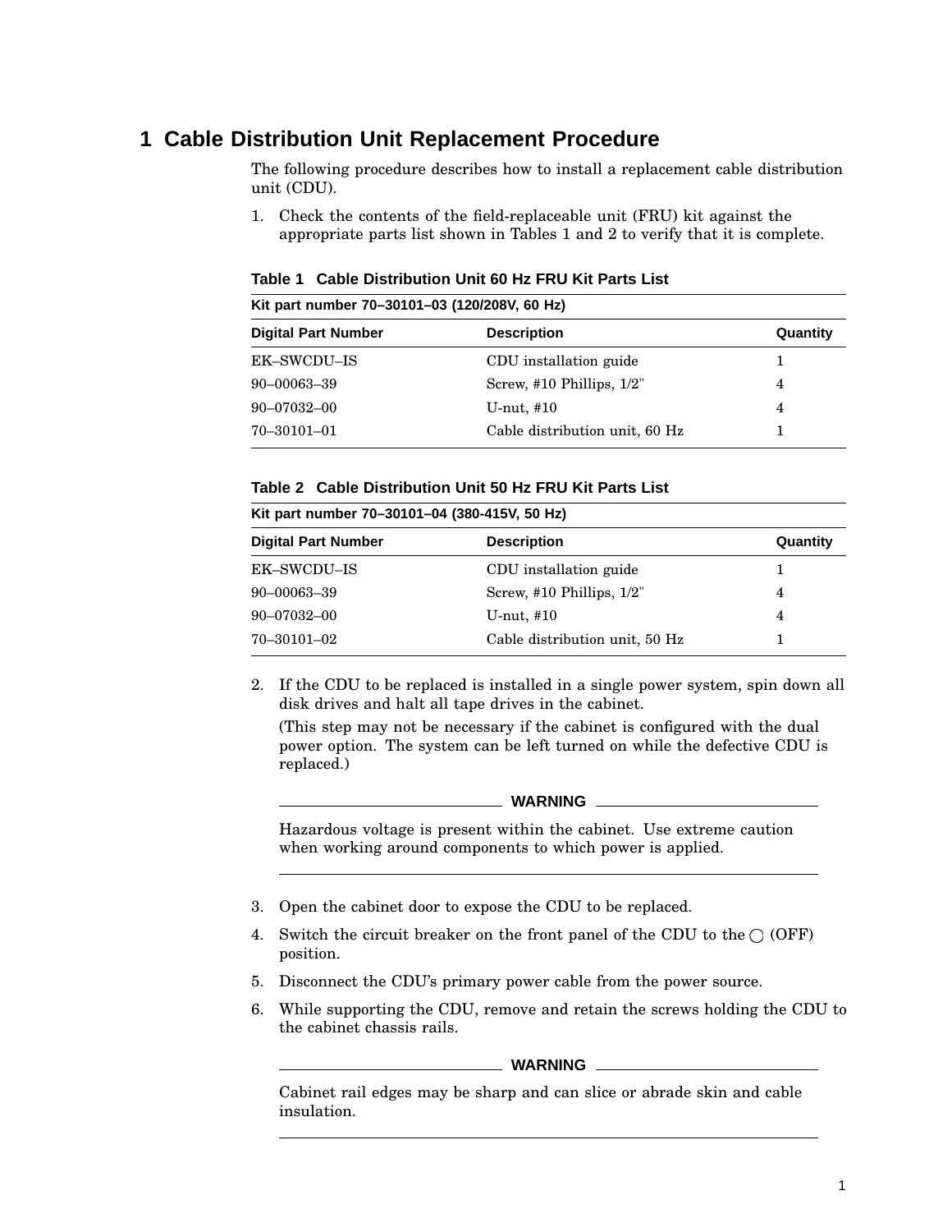# 1 Cable Distribution Unit Replacement Procedure

The following procedure describes how to install a replacement cable distribution unit (CDU).

1. Check the contents of the field-replaceable unit (FRU) kit against the appropriate parts list shown in Tables 1 and 2 to verify that it is complete.

**Table 1 Cable Distribution Unit 60 Hz FRU Kit Parts List**

**Kit part number 70–30101–03 (120/208V, 60 Hz)**

| Digital Part Number | Description | Quantity |
|---|---|---|
| EK–SWCDU–IS | CDU installation guide | 1 |
| 90–00063–39 | Screw, #10 Phillips, 1/2" | 4 |
| 90–07032–00 | U-nut, #10 | 4 |
| 70–30101–01 | Cable distribution unit, 60 Hz | 1 |

**Table 2 Cable Distribution Unit 50 Hz FRU Kit Parts List**

**Kit part number 70–30101–04 (380-415V, 50 Hz)**

| Digital Part Number | Description | Quantity |
|---|---|---|
| EK–SWCDU–IS | CDU installation guide | 1 |
| 90–00063–39 | Screw, #10 Phillips, 1/2" | 4 |
| 90–07032–00 | U-nut, #10 | 4 |
| 70–30101–02 | Cable distribution unit, 50 Hz | 1 |

2. If the CDU to be replaced is installed in a single power system, spin down all disk drives and halt all tape drives in the cabinet.

   (This step may not be necessary if the cabinet is configured with the dual power option. The system can be left turned on while the defective CDU is replaced.)

**WARNING**

Hazardous voltage is present within the cabinet. Use extreme caution when working around components to which power is applied.

3. Open the cabinet door to expose the CDU to be replaced.
4. Switch the circuit breaker on the front panel of the CDU to the ◯ (OFF) position.
5. Disconnect the CDU's primary power cable from the power source.
6. While supporting the CDU, remove and retain the screws holding the CDU to the cabinet chassis rails.

**WARNING**

Cabinet rail edges may be sharp and can slice or abrade skin and cable insulation.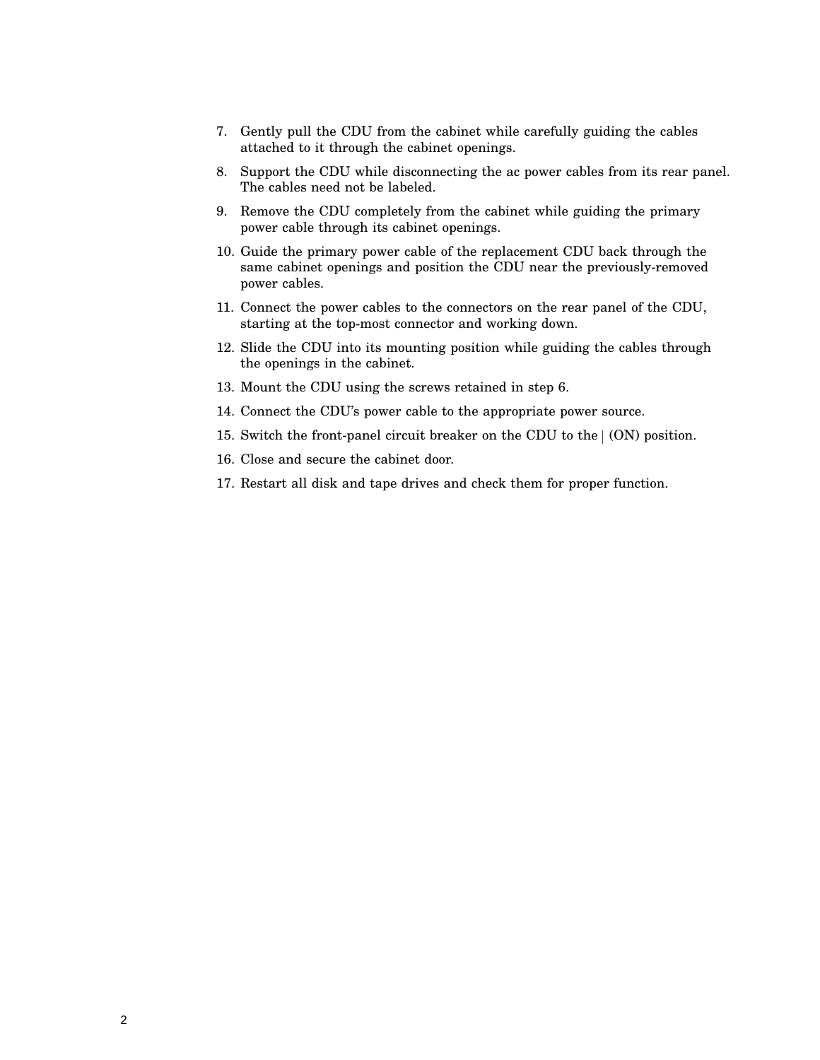7. Gently pull the CDU from the cabinet while carefully guiding the cables attached to it through the cabinet openings.
8. Support the CDU while disconnecting the ac power cables from its rear panel. The cables need not be labeled.
9. Remove the CDU completely from the cabinet while guiding the primary power cable through its cabinet openings.
10. Guide the primary power cable of the replacement CDU back through the same cabinet openings and position the CDU near the previously-removed power cables.
11. Connect the power cables to the connectors on the rear panel of the CDU, starting at the top-most connector and working down.
12. Slide the CDU into its mounting position while guiding the cables through the openings in the cabinet.
13. Mount the CDU using the screws retained in step 6.
14. Connect the CDU's power cable to the appropriate power source.
15. Switch the front-panel circuit breaker on the CDU to the | (ON) position.
16. Close and secure the cabinet door.
17. Restart all disk and tape drives and check them for proper function.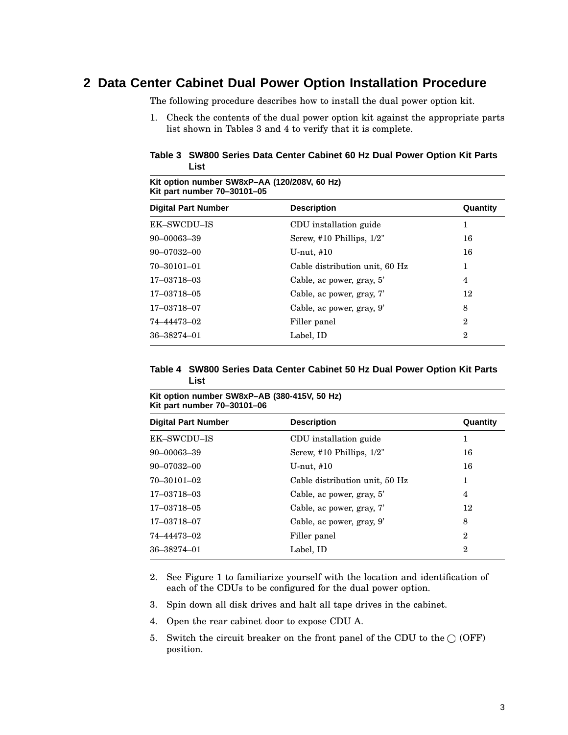## 2 Data Center Cabinet Dual Power Option Installation Procedure

The following procedure describes how to install the dual power option kit.

1. Check the contents of the dual power option kit against the appropriate parts list shown in Tables 3 and 4 to verify that it is complete.

**Table 3 SW800 Series Data Center Cabinet 60 Hz Dual Power Option Kit Parts List**

**Kit option number SW8xP–AA (120/208V, 60 Hz)**
**Kit part number 70–30101–05**

| Digital Part Number | Description | Quantity |
|---|---|---|
| EK–SWCDU–IS | CDU installation guide | 1 |
| 90–00063–39 | Screw, #10 Phillips, 1/2" | 16 |
| 90–07032–00 | U-nut, #10 | 16 |
| 70–30101–01 | Cable distribution unit, 60 Hz | 1 |
| 17–03718–03 | Cable, ac power, gray, 5’ | 4 |
| 17–03718–05 | Cable, ac power, gray, 7’ | 12 |
| 17–03718–07 | Cable, ac power, gray, 9’ | 8 |
| 74–44473–02 | Filler panel | 2 |
| 36–38274–01 | Label, ID | 2 |

**Table 4 SW800 Series Data Center Cabinet 50 Hz Dual Power Option Kit Parts List**

**Kit option number SW8xP–AB (380-415V, 50 Hz)**
**Kit part number 70–30101–06**

| Digital Part Number | Description | Quantity |
|---|---|---|
| EK–SWCDU–IS | CDU installation guide | 1 |
| 90–00063–39 | Screw, #10 Phillips, 1/2" | 16 |
| 90–07032–00 | U-nut, #10 | 16 |
| 70–30101–02 | Cable distribution unit, 50 Hz | 1 |
| 17–03718–03 | Cable, ac power, gray, 5’ | 4 |
| 17–03718–05 | Cable, ac power, gray, 7’ | 12 |
| 17–03718–07 | Cable, ac power, gray, 9’ | 8 |
| 74–44473–02 | Filler panel | 2 |
| 36–38274–01 | Label, ID | 2 |

2. See Figure 1 to familiarize yourself with the location and identification of each of the CDUs to be configured for the dual power option.
3. Spin down all disk drives and halt all tape drives in the cabinet.
4. Open the rear cabinet door to expose CDU A.
5. Switch the circuit breaker on the front panel of the CDU to the ◯ (OFF) position.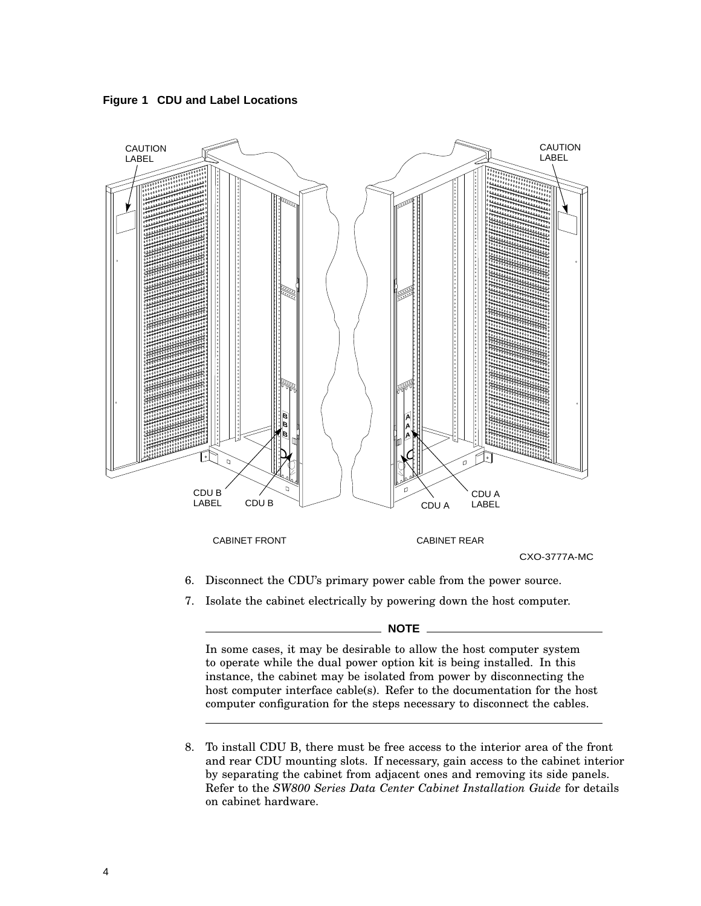**Figure 1 CDU and Label Locations**

CAUTION LABEL

CAUTION LABEL

CDU B LABEL

CDU B

CDU A

CDU A LABEL

CABINET FRONT

CABINET REAR

CXO-3777A-MC

6. Disconnect the CDU's primary power cable from the power source.
7. Isolate the cabinet electrically by powering down the host computer.

---

**NOTE**

In some cases, it may be desirable to allow the host computer system to operate while the dual power option kit is being installed. In this instance, the cabinet may be isolated from power by disconnecting the host computer interface cable(s). Refer to the documentation for the host computer configuration for the steps necessary to disconnect the cables.

---

8. To install CDU B, there must be free access to the interior area of the front and rear CDU mounting slots. If necessary, gain access to the cabinet interior by separating the cabinet from adjacent ones and removing its side panels. Refer to the *SW800 Series Data Center Cabinet Installation Guide* for details on cabinet hardware.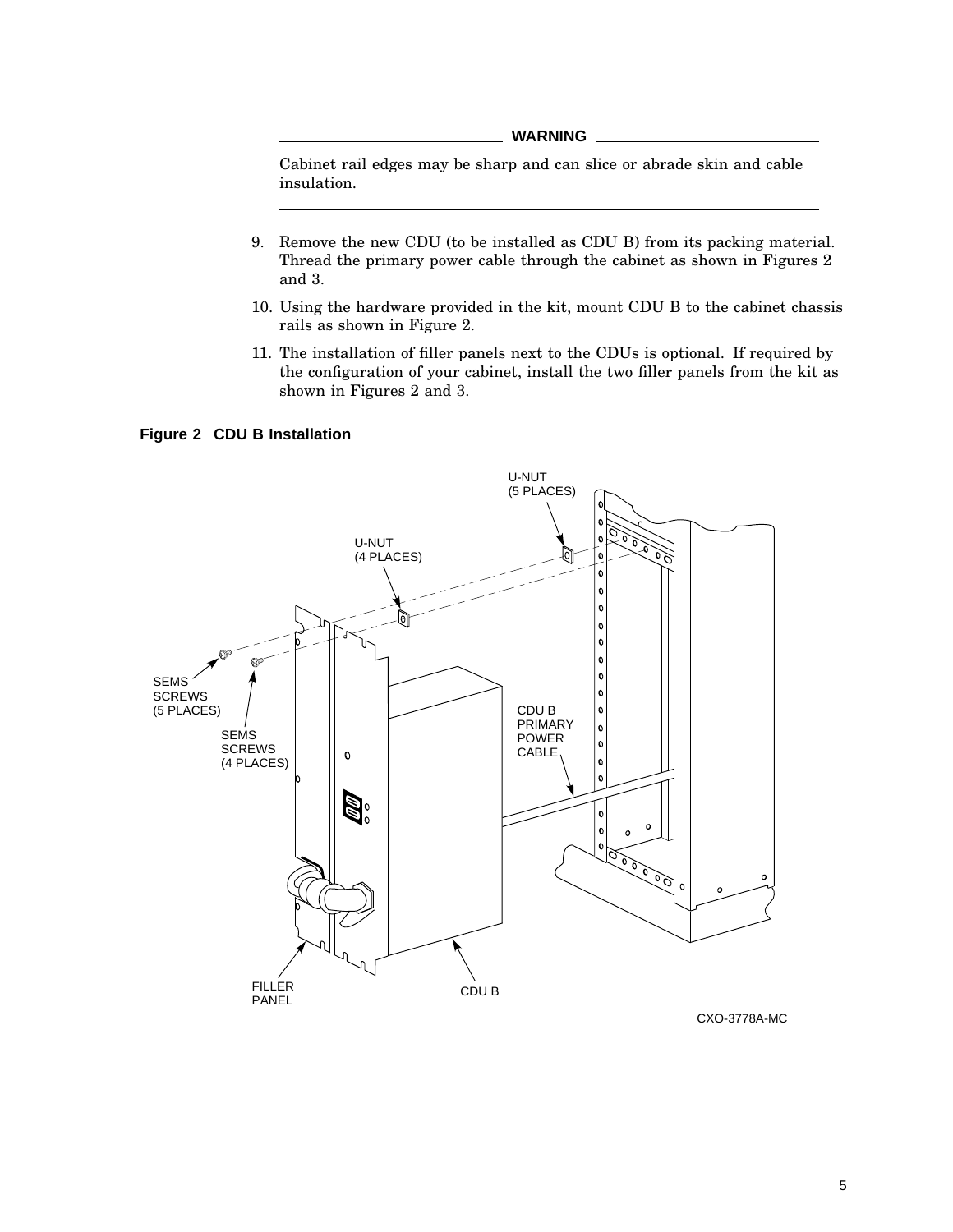**WARNING**

Cabinet rail edges may be sharp and can slice or abrade skin and cable insulation.

9. Remove the new CDU (to be installed as CDU B) from its packing material. Thread the primary power cable through the cabinet as shown in Figures 2 and 3.
10. Using the hardware provided in the kit, mount CDU B to the cabinet chassis rails as shown in Figure 2.
11. The installation of filler panels next to the CDUs is optional. If required by the configuration of your cabinet, install the two filler panels from the kit as shown in Figures 2 and 3.

**Figure 2 CDU B Installation**

U-NUT (5 PLACES)

U-NUT (4 PLACES)

SEMS SCREWS (5 PLACES)

SEMS SCREWS (4 PLACES)

CDU B PRIMARY POWER CABLE

FILLER PANEL

CDU B

CXO-3778A-MC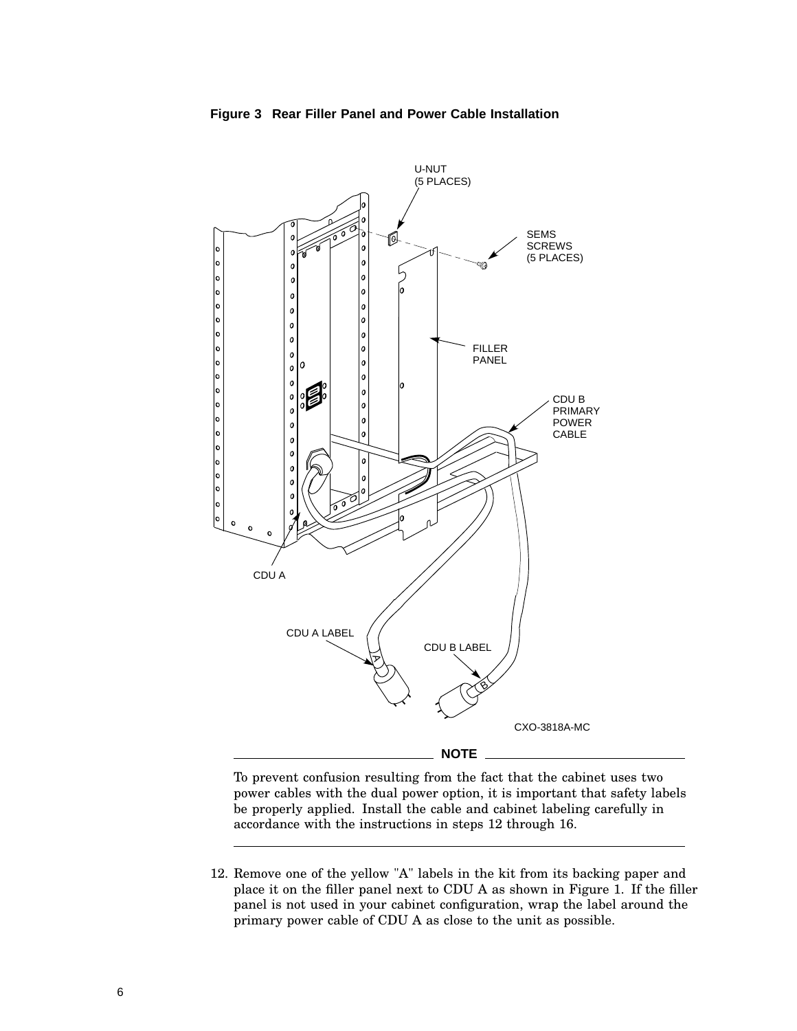**Figure 3 Rear Filler Panel and Power Cable Installation**

U-NUT
(5 PLACES)

SEMS
SCREWS
(5 PLACES)

FILLER
PANEL

CDU B
PRIMARY
POWER
CABLE

CDU A

CDU A LABEL

CDU B LABEL

CXO-3818A-MC

---

**NOTE**

To prevent confusion resulting from the fact that the cabinet uses two power cables with the dual power option, it is important that safety labels be properly applied. Install the cable and cabinet labeling carefully in accordance with the instructions in steps 12 through 16.

---

12. Remove one of the yellow "A" labels in the kit from its backing paper and place it on the filler panel next to CDU A as shown in Figure 1. If the filler panel is not used in your cabinet configuration, wrap the label around the primary power cable of CDU A as close to the unit as possible.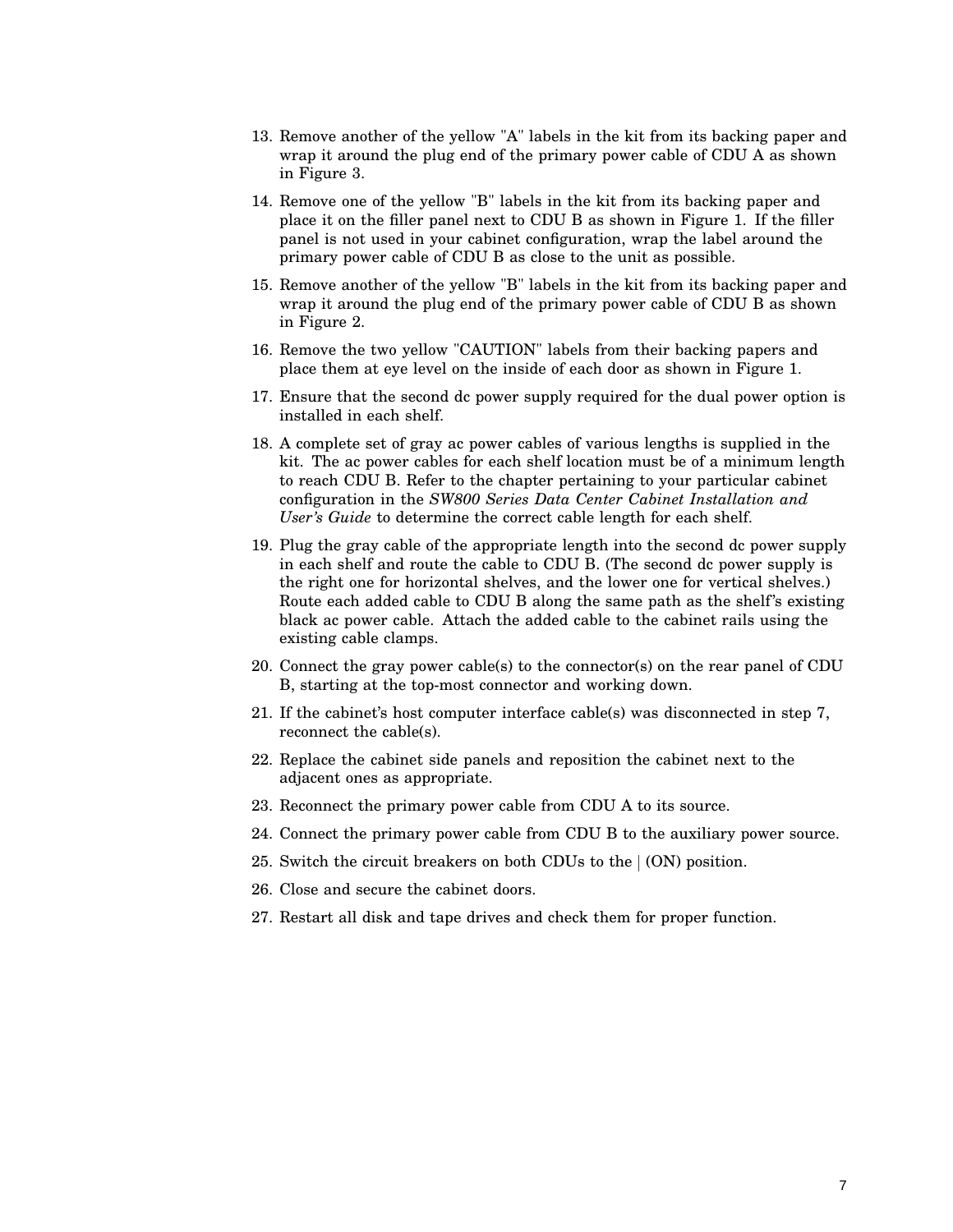13. Remove another of the yellow "A" labels in the kit from its backing paper and wrap it around the plug end of the primary power cable of CDU A as shown in Figure 3.
14. Remove one of the yellow "B" labels in the kit from its backing paper and place it on the filler panel next to CDU B as shown in Figure 1. If the filler panel is not used in your cabinet configuration, wrap the label around the primary power cable of CDU B as close to the unit as possible.
15. Remove another of the yellow "B" labels in the kit from its backing paper and wrap it around the plug end of the primary power cable of CDU B as shown in Figure 2.
16. Remove the two yellow "CAUTION" labels from their backing papers and place them at eye level on the inside of each door as shown in Figure 1.
17. Ensure that the second dc power supply required for the dual power option is installed in each shelf.
18. A complete set of gray ac power cables of various lengths is supplied in the kit. The ac power cables for each shelf location must be of a minimum length to reach CDU B. Refer to the chapter pertaining to your particular cabinet configuration in the *SW800 Series Data Center Cabinet Installation and User's Guide* to determine the correct cable length for each shelf.
19. Plug the gray cable of the appropriate length into the second dc power supply in each shelf and route the cable to CDU B. (The second dc power supply is the right one for horizontal shelves, and the lower one for vertical shelves.) Route each added cable to CDU B along the same path as the shelf's existing black ac power cable. Attach the added cable to the cabinet rails using the existing cable clamps.
20. Connect the gray power cable(s) to the connector(s) on the rear panel of CDU B, starting at the top-most connector and working down.
21. If the cabinet's host computer interface cable(s) was disconnected in step 7, reconnect the cable(s).
22. Replace the cabinet side panels and reposition the cabinet next to the adjacent ones as appropriate.
23. Reconnect the primary power cable from CDU A to its source.
24. Connect the primary power cable from CDU B to the auxiliary power source.
25. Switch the circuit breakers on both CDUs to the | (ON) position.
26. Close and secure the cabinet doors.
27. Restart all disk and tape drives and check them for proper function.